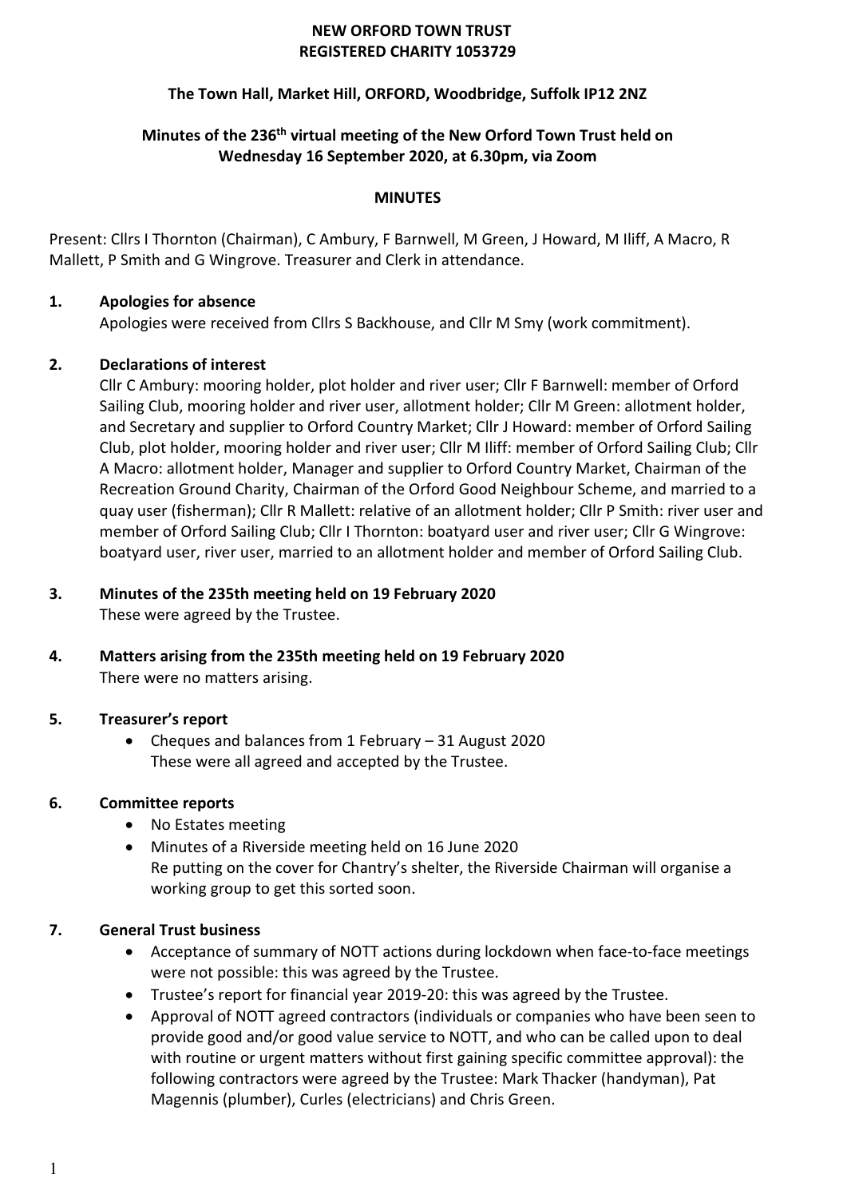# NEW ORFORD TOWN TRUST
## REGISTERED CHARITY 1053729

**The Town Hall, Market Hill, ORFORD, Woodbridge, Suffolk IP12 2NZ**

**Minutes of the 236th virtual meeting of the New Orford Town Trust held on Wednesday 16 September 2020, at 6.30pm, via Zoom**

**MINUTES**

Present: Cllrs I Thornton (Chairman), C Ambury, F Barnwell, M Green, J Howard, M Iliff, A Macro, R Mallett, P Smith and G Wingrove. Treasurer and Clerk in attendance.

**1. Apologies for absence**

Apologies were received from Cllrs S Backhouse, and Cllr M Smy (work commitment).

**2. Declarations of interest**

Cllr C Ambury: mooring holder, plot holder and river user; Cllr F Barnwell: member of Orford Sailing Club, mooring holder and river user, allotment holder; Cllr M Green: allotment holder, and Secretary and supplier to Orford Country Market; Cllr J Howard: member of Orford Sailing Club, plot holder, mooring holder and river user; Cllr M Iliff: member of Orford Sailing Club; Cllr A Macro: allotment holder, Manager and supplier to Orford Country Market, Chairman of the Recreation Ground Charity, Chairman of the Orford Good Neighbour Scheme, and married to a quay user (fisherman); Cllr R Mallett: relative of an allotment holder; Cllr P Smith: river user and member of Orford Sailing Club; Cllr I Thornton: boatyard user and river user; Cllr G Wingrove: boatyard user, river user, married to an allotment holder and member of Orford Sailing Club.

**3. Minutes of the 235th meeting held on 19 February 2020**

These were agreed by the Trustee.

**4. Matters arising from the 235th meeting held on 19 February 2020**

There were no matters arising.

**5. Treasurer's report**

- Cheques and balances from 1 February – 31 August 2020
  These were all agreed and accepted by the Trustee.

**6. Committee reports**

- No Estates meeting
- Minutes of a Riverside meeting held on 16 June 2020
  Re putting on the cover for Chantry's shelter, the Riverside Chairman will organise a working group to get this sorted soon.

**7. General Trust business**

- Acceptance of summary of NOTT actions during lockdown when face-to-face meetings were not possible: this was agreed by the Trustee.
- Trustee's report for financial year 2019-20: this was agreed by the Trustee.
- Approval of NOTT agreed contractors (individuals or companies who have been seen to provide good and/or good value service to NOTT, and who can be called upon to deal with routine or urgent matters without first gaining specific committee approval): the following contractors were agreed by the Trustee: Mark Thacker (handyman), Pat Magennis (plumber), Curles (electricians) and Chris Green.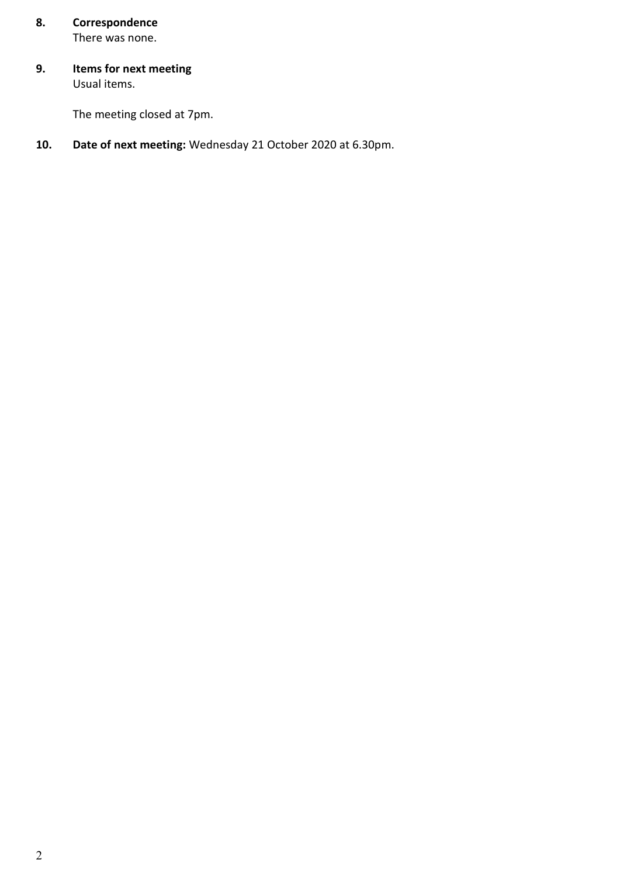**8. Correspondence**

There was none.

**9. Items for next meeting**

Usual items.

The meeting closed at 7pm.

**10. Date of next meeting:** Wednesday 21 October 2020 at 6.30pm.